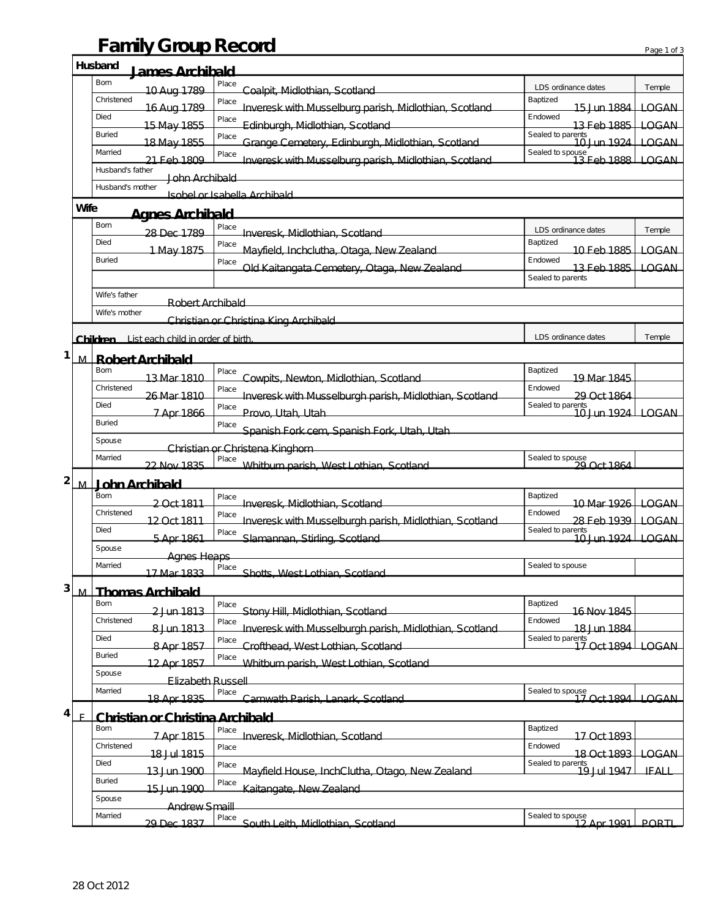# Family Group Record

## Husband: James Archibald

| | Date | Place | LDS ordinance dates | | Temple |
|---|---|---|---|---|---|
| Born | 10 Aug 1789 | Coalpit, Midlothian, Scotland | Baptized | 15 Jun 1884 | LOGAN |
| Christened | 16 Aug 1789 | Inveresk with Musselburg parish, Midlothian, Scotland | Endowed | 13 Feb 1885 | LOGAN |
| Died | 15 May 1855 | Edinburgh, Midlothian, Scotland | Sealed to parents | 10 Jun 1924 | LOGAN |
| Buried | 18 May 1855 | Grange Cemetery, Edinburgh, Midlothian, Scotland | Sealed to spouse | 13 Feb 1888 | LOGAN |
| Married | 21 Feb 1809 | Inveresk with Musselburg parish, Midlothian, Scotland | | | |

Husband's father: John Archibald

Husband's mother: Isobel or Isabella Archibald

## Wife: Agnes Archibald

| | Date | Place | LDS ordinance dates | | Temple |
|---|---|---|---|---|---|
| Born | 28 Dec 1789 | Inveresk, Midlothian, Scotland | Baptized | 10 Feb 1885 | LOGAN |
| Died | 1 May 1875 | Mayfield, Inchclutha, Otaga, New Zealand | Endowed | 13 Feb 1885 | LOGAN |
| Buried | | Old Kaitangata Cemetery, Otaga, New Zealand | Sealed to parents | | |

Wife's father: Robert Archibald

Wife's mother: Christian or Christina King Archibald

## Children (List each child in order of birth.)

### 1. M — Robert Archibald

| | Date | Place | LDS ordinance dates | | Temple |
|---|---|---|---|---|---|
| Born | 13 Mar 1810 | Cowpits, Newton, Midlothian, Scotland | Baptized | 19 Mar 1845 | |
| Christened | 26 Mar 1810 | Inveresk with Musselburgh parish, Midlothian, Scotland | Endowed | 29 Oct 1864 | |
| Died | 7 Apr 1866 | Provo, Utah, Utah | Sealed to parents | 10 Jun 1924 | LOGAN |
| Buried | | Spanish Fork cem, Spanish Fork, Utah, Utah | | | |
| Spouse | Christian or Christena Kinghorn | | | | |
| Married | 22 Nov 1835 | Whitburn parish, West Lothian, Scotland | Sealed to spouse | 29 Oct 1864 | |

### 2. M — John Archibald

| | Date | Place | LDS ordinance dates | | Temple |
|---|---|---|---|---|---|
| Born | 2 Oct 1811 | Inveresk, Midlothian, Scotland | Baptized | 10 Mar 1926 | LOGAN |
| Christened | 12 Oct 1811 | Inveresk with Musselburgh parish, Midlothian, Scotland | Endowed | 28 Feb 1939 | LOGAN |
| Died | 5 Apr 1861 | Slamannan, Stirling, Scotland | Sealed to parents | 10 Jun 1924 | LOGAN |
| Spouse | Agnes Heaps | | | | |
| Married | 17 Mar 1833 | Shotts, West Lothian, Scotland | Sealed to spouse | | |

### 3. M — Thomas Archibald

| | Date | Place | LDS ordinance dates | | Temple |
|---|---|---|---|---|---|
| Born | 2 Jun 1813 | Stony Hill, Midlothian, Scotland | Baptized | 16 Nov 1845 | |
| Christened | 8 Jun 1813 | Inveresk with Musselburgh parish, Midlothian, Scotland | Endowed | 18 Jun 1884 | |
| Died | 8 Apr 1857 | Crofthead, West Lothian, Scotland | Sealed to parents | 17 Oct 1894 | LOGAN |
| Buried | 12 Apr 1857 | Whitburn parish, West Lothian, Scotland | | | |
| Spouse | Elizabeth Russell | | | | |
| Married | 18 Apr 1835 | Carnwath Parish, Lanark, Scotland | Sealed to spouse | 17 Oct 1894 | LOGAN |

### 4. F — Christian or Christina Archibald

| | Date | Place | LDS ordinance dates | | Temple |
|---|---|---|---|---|---|
| Born | 7 Apr 1815 | Inveresk, Midlothian, Scotland | Baptized | 17 Oct 1893 | |
| Christened | 18 Jul 1815 | | Endowed | 18 Oct 1893 | LOGAN |
| Died | 13 Jun 1900 | Mayfield House, InchClutha, Otago, New Zealand | Sealed to parents | 19 Jul 1947 | IFALL |
| Buried | 15 Jun 1900 | Kaitangate, New Zealand | | | |
| Spouse | Andrew Smaill | | | | |
| Married | 29 Dec 1837 | South Leith, Midlothian, Scotland | Sealed to spouse | 12 Apr 1991 | PORTL |

28 Oct 2012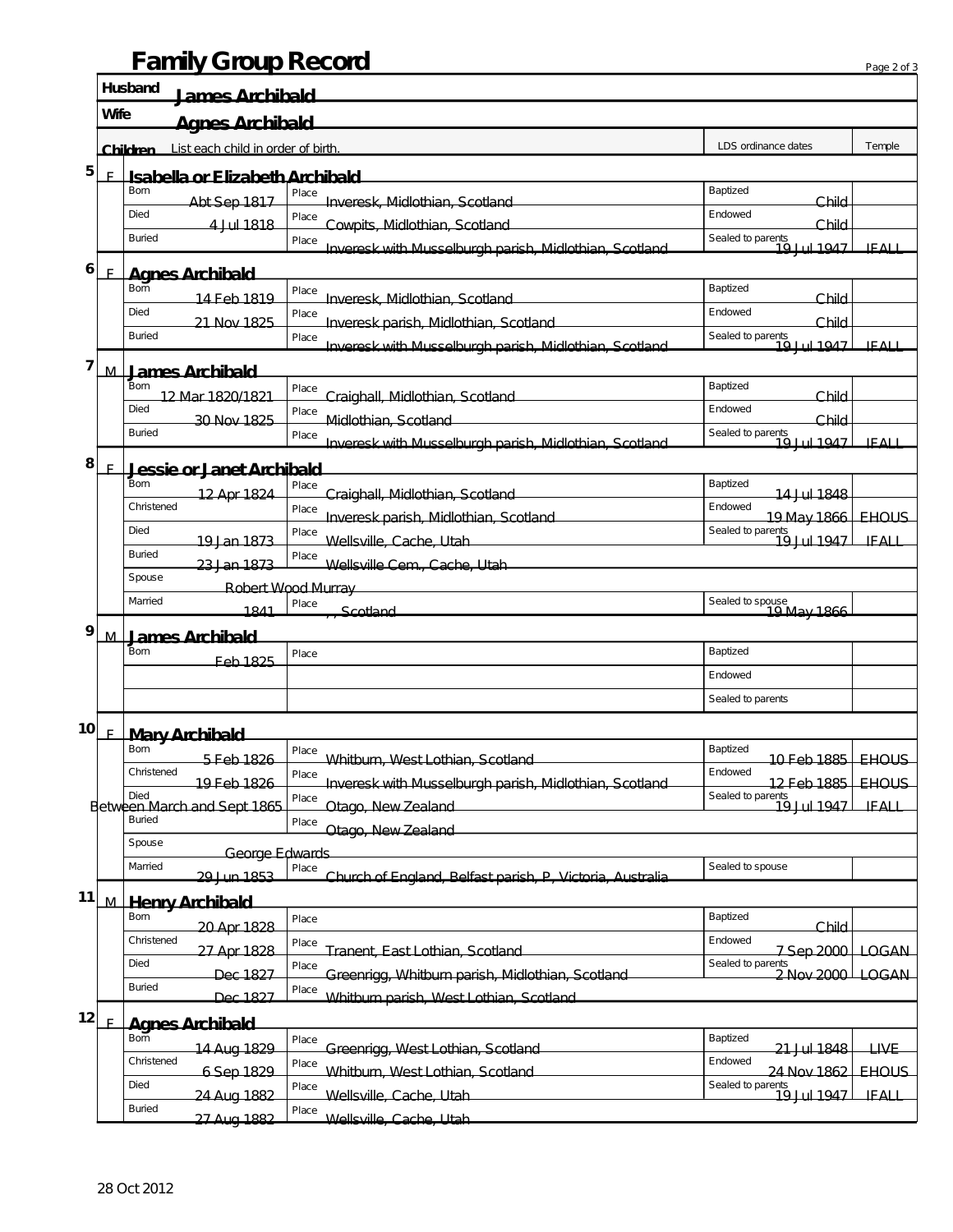# Family Group Record

**Husband** James Archibald

**Wife** Agnes Archibald

**Children** List each child in order of birth.

| # | Sex | Child | Event | Date | Place | LDS ordinance | LDS ordinance dates | Temple |
|---|---|---|---|---|---|---|---|---|
| 5 | F | **Isabella or Elizabeth Archibald** | Born | Abt Sep 1817 | Inveresk, Midlothian, Scotland | Baptized | Child | |
| | | | Died | 4 Jul 1818 | Cowpits, Midlothian, Scotland | Endowed | Child | |
| | | | Buried | | Inveresk with Musselburgh parish, Midlothian, Scotland | Sealed to parents | 19 Jul 1947 | IFALL |
| 6 | F | **Agnes Archibald** | Born | 14 Feb 1819 | Inveresk, Midlothian, Scotland | Baptized | Child | |
| | | | Died | 21 Nov 1825 | Inveresk parish, Midlothian, Scotland | Endowed | Child | |
| | | | Buried | | Inveresk with Musselburgh parish, Midlothian, Scotland | Sealed to parents | 19 Jul 1947 | IFALL |
| 7 | M | **James Archibald** | Born | 12 Mar 1820/1821 | Craighall, Midlothian, Scotland | Baptized | Child | |
| | | | Died | 30 Nov 1825 | Midlothian, Scotland | Endowed | Child | |
| | | | Buried | | Inveresk with Musselburgh parish, Midlothian, Scotland | Sealed to parents | 19 Jul 1947 | IFALL |
| 8 | F | **Jessie or Janet Archibald** | Born | 12 Apr 1824 | Craighall, Midlothian, Scotland | Baptized | 14 Jul 1848 | |
| | | | Christened | | Inveresk parish, Midlothian, Scotland | Endowed | 19 May 1866 | EHOUS |
| | | | Died | 19 Jan 1873 | Wellsville, Cache, Utah | Sealed to parents | 19 Jul 1947 | IFALL |
| | | | Buried | 23 Jan 1873 | Wellsville Cem., Cache, Utah | | | |
| | | | Spouse | Robert Wood Murray | | | | |
| | | | Married | 1841 | , , Scotland | Sealed to spouse | 19 May 1866 | |
| 9 | M | **James Archibald** | Born | Feb 1825 | | Baptized | | |
| | | | | | | Endowed | | |
| | | | | | | Sealed to parents | | |
| 10 | F | **Mary Archibald** | Born | 5 Feb 1826 | Whitburn, West Lothian, Scotland | Baptized | 10 Feb 1885 | EHOUS |
| | | | Christened | 19 Feb 1826 | Inveresk with Musselburgh parish, Midlothian, Scotland | Endowed | 12 Feb 1885 | EHOUS |
| | | | Died | Between March and Sept 1865 | Otago, New Zealand | Sealed to parents | 19 Jul 1947 | IFALL |
| | | | Buried | | Otago, New Zealand | | | |
| | | | Spouse | George Edwards | | | | |
| | | | Married | 29 Jun 1853 | Church of England, Belfast parish, P, Victoria, Australia | Sealed to spouse | | |
| 11 | M | **Henry Archibald** | Born | 20 Apr 1828 | | Baptized | Child | |
| | | | Christened | 27 Apr 1828 | Tranent, East Lothian, Scotland | Endowed | 7 Sep 2000 | LOGAN |
| | | | Died | Dec 1827 | Greenrigg, Whitburn parish, Midlothian, Scotland | Sealed to parents | 2 Nov 2000 | LOGAN |
| | | | Buried | Dec 1827 | Whitburn parish, West Lothian, Scotland | | | |
| 12 | F | **Agnes Archibald** | Born | 14 Aug 1829 | Greenrigg, West Lothian, Scotland | Baptized | 21 Jul 1848 | LIVE |
| | | | Christened | 6 Sep 1829 | Whitburn, West Lothian, Scotland | Endowed | 24 Nov 1862 | EHOUS |
| | | | Died | 24 Aug 1882 | Wellsville, Cache, Utah | Sealed to parents | 19 Jul 1947 | IFALL |
| | | | Buried | 27 Aug 1882 | Wellsville, Cache, Utah | | | |

28 Oct 2012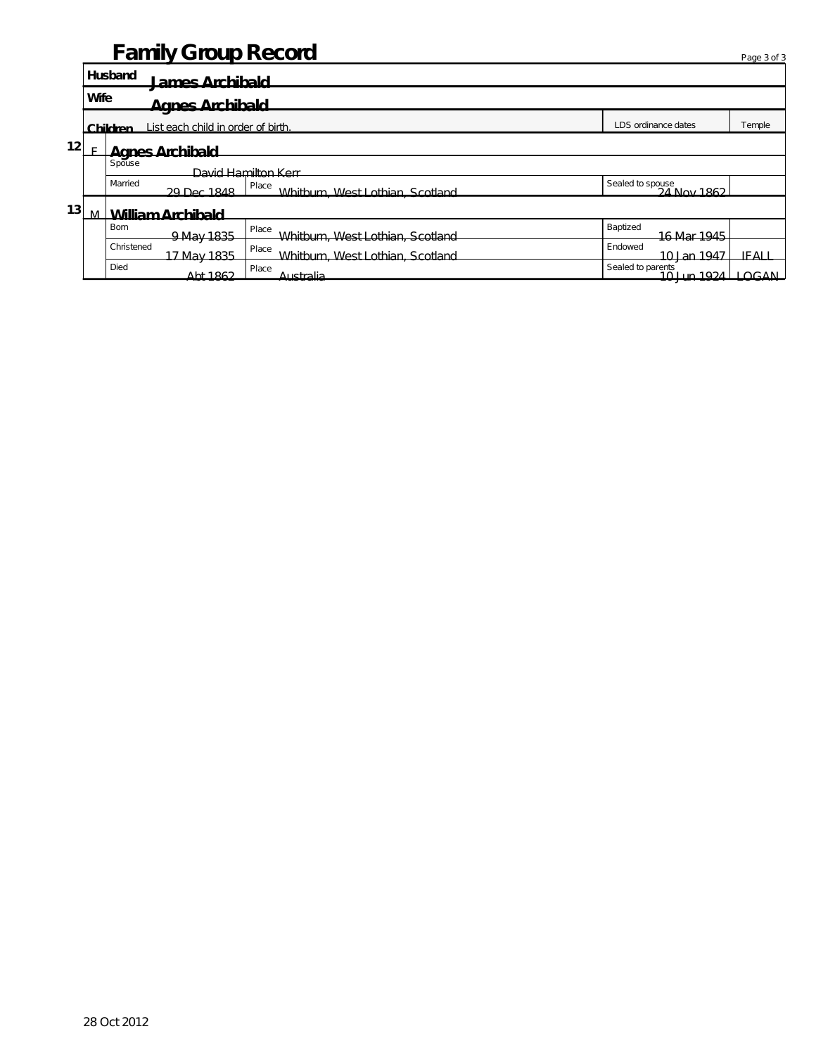# Family Group Record

**Husband** James Archibald

**Wife** Agnes Archibald

**Children** List each child in order of birth.

| | | | | | LDS ordinance dates | | Temple |
|---|---|---|---|---|---|---|---|
| **12** | F | **Agnes Archibald** | | | | | |
| | | Spouse | David Hamilton Kerr | | | | |
| | | Married | 29 Dec 1848 | Place: Whitburn, West Lothian, Scotland | Sealed to spouse | 24 Nov 1862 | |
| **13** | M | **William Archibald** | | | | | |
| | | Born | 9 May 1835 | Place: Whitburn, West Lothian, Scotland | Baptized | 16 Mar 1945 | |
| | | Christened | 17 May 1835 | Place: Whitburn, West Lothian, Scotland | Endowed | 10 Jan 1947 | IFALL |
| | | Died | Abt 1862 | Place: Australia | Sealed to parents | 10 Jun 1924 | LOGAN |

28 Oct 2012